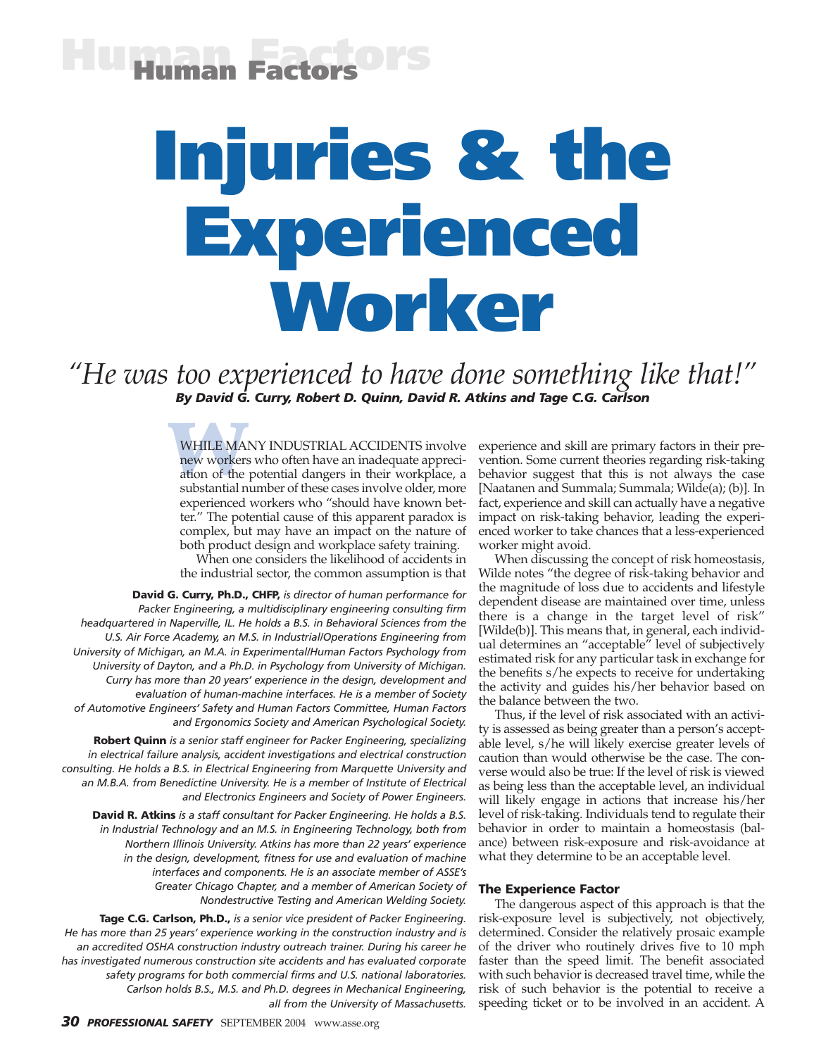# Injuries & the Experienced Worker

*"He was too experienced to have done something like that!"*

***By David G. Curry, Robert D. Quinn, David R. Atkins and Tage C.G. Carlson***

WHILE MANY INDUSTRIAL ACCIDENTS involve new workers who often have an inadequate appreciation of the potential dangers in their workplace, a substantial number of these cases involve older, more experienced workers who "should have known better." The potential cause of this apparent paradox is complex, but may have an impact on the nature of both product design and workplace safety training.

When one considers the likelihood of accidents in the industrial sector, the common assumption is that experience and skill are primary factors in their prevention. Some current theories regarding risk-taking behavior suggest that this is not always the case [Naatanen and Summala; Summala; Wilde(a); (b)]. In fact, experience and skill can actually have a negative impact on risk-taking behavior, leading the experienced worker to take chances that a less-experienced worker might avoid.

When discussing the concept of risk homeostasis, Wilde notes "the degree of risk-taking behavior and the magnitude of loss due to accidents and lifestyle dependent disease are maintained over time, unless there is a change in the target level of risk" [Wilde(b)]. This means that, in general, each individual determines an "acceptable" level of subjectively estimated risk for any particular task in exchange for the benefits s/he expects to receive for undertaking the activity and guides his/her behavior based on the balance between the two.

Thus, if the level of risk associated with an activity is assessed as being greater than a person's acceptable level, s/he will likely exercise greater levels of caution than would otherwise be the case. The converse would also be true: If the level of risk is viewed as being less than the acceptable level, an individual will likely engage in actions that increase his/her level of risk-taking. Individuals tend to regulate their behavior in order to maintain a homeostasis (balance) between risk-exposure and risk-avoidance at what they determine to be an acceptable level.

### The Experience Factor

The dangerous aspect of this approach is that the risk-exposure level is subjectively, not objectively, determined. Consider the relatively prosaic example of the driver who routinely drives five to 10 mph faster than the speed limit. The benefit associated with such behavior is decreased travel time, while the risk of such behavior is the potential to receive a speeding ticket or to be involved in an accident. A

**David G. Curry, Ph.D., CHFP,** *is director of human performance for Packer Engineering, a multidisciplinary engineering consulting firm headquartered in Naperville, IL. He holds a B.S. in Behavioral Sciences from the U.S. Air Force Academy, an M.S. in Industrial/Operations Engineering from University of Michigan, an M.A. in Experimental/Human Factors Psychology from University of Dayton, and a Ph.D. in Psychology from University of Michigan. Curry has more than 20 years' experience in the design, development and evaluation of human-machine interfaces. He is a member of Society of Automotive Engineers' Safety and Human Factors Committee, Human Factors and Ergonomics Society and American Psychological Society.*

**Robert Quinn** *is a senior staff engineer for Packer Engineering, specializing in electrical failure analysis, accident investigations and electrical construction consulting. He holds a B.S. in Electrical Engineering from Marquette University and an M.B.A. from Benedictine University. He is a member of Institute of Electrical and Electronics Engineers and Society of Power Engineers.*

**David R. Atkins** *is a staff consultant for Packer Engineering. He holds a B.S. in Industrial Technology and an M.S. in Engineering Technology, both from Northern Illinois University. Atkins has more than 22 years' experience in the design, development, fitness for use and evaluation of machine interfaces and components. He is an associate member of ASSE's Greater Chicago Chapter, and a member of American Society of Nondestructive Testing and American Welding Society.*

**Tage C.G. Carlson, Ph.D.,** *is a senior vice president of Packer Engineering. He has more than 25 years' experience working in the construction industry and is an accredited OSHA construction industry outreach trainer. During his career he has investigated numerous construction site accidents and has evaluated corporate safety programs for both commercial firms and U.S. national laboratories. Carlson holds B.S., M.S. and Ph.D. degrees in Mechanical Engineering, all from the University of Massachusetts.*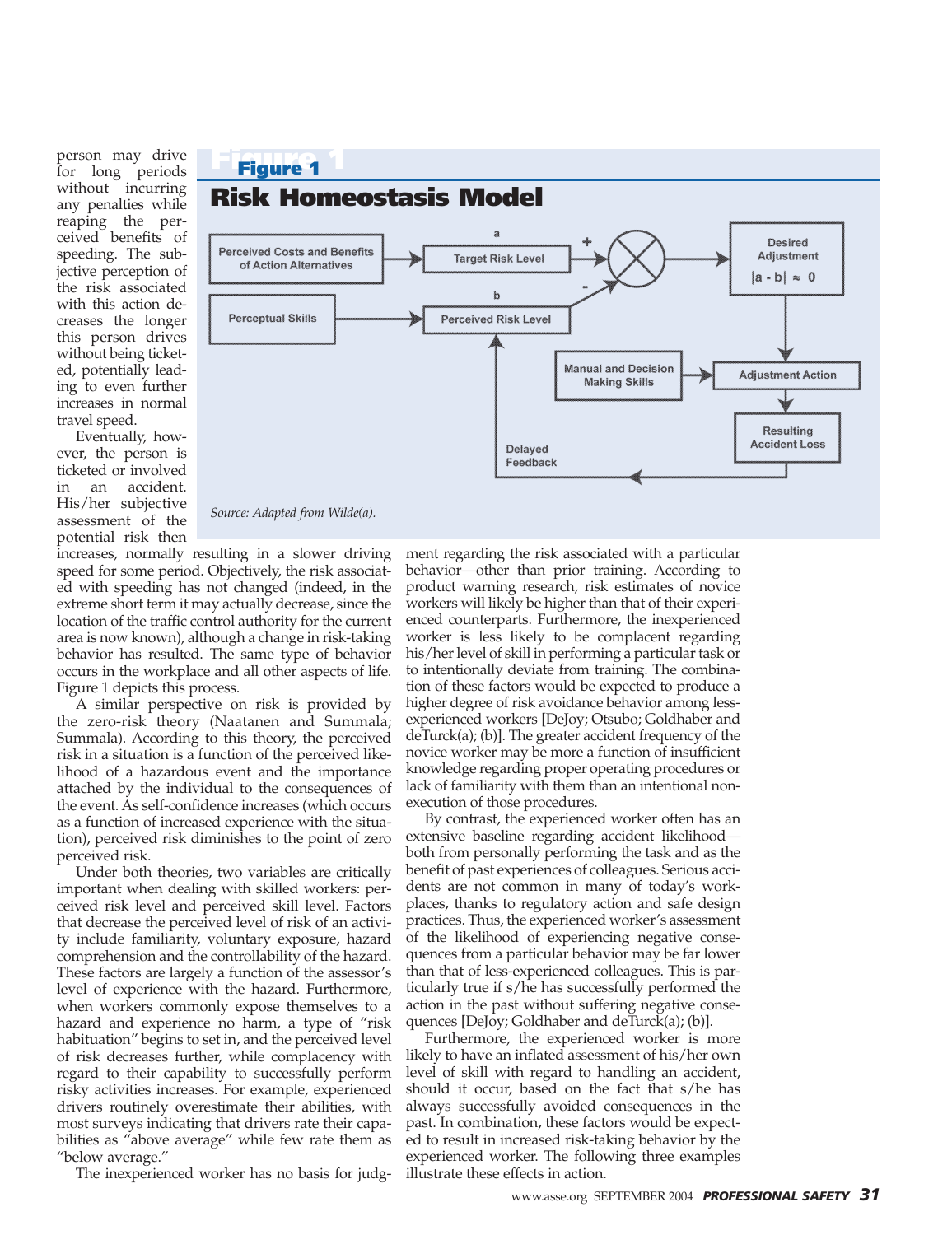person may drive for long periods without incurring any penalties while reaping the perceived benefits of speeding. The subjective perception of the risk associated with this action decreases the longer this person drives without being ticketed, potentially leading to even further increases in normal travel speed.

Eventually, however, the person is ticketed or involved in an accident. His/her subjective assessment of the potential risk then increases, normally resulting in a slower driving speed for some period. Objectively, the risk associated with speeding has not changed (indeed, in the extreme short term it may actually decrease, since the location of the traffic control authority for the current area is now known), although a change in risk-taking behavior has resulted. The same type of behavior occurs in the workplace and all other aspects of life. Figure 1 depicts this process.

**Figure 1**

**Risk Homeostasis Model**

Perceived Costs and Benefits of Action Alternatives → Target Risk Level (a) → (+) comparator

Perceptual Skills → Perceived Risk Level (b) → (−) comparator

Comparator → Desired Adjustment $|a - b| \approx 0$ → Adjustment Action (with Manual and Decision Making Skills) → Resulting Accident Loss → Delayed Feedback → Perceived Risk Level

*Source: Adapted from Wilde(a).*

A similar perspective on risk is provided by the zero-risk theory (Naatanen and Summala; Summala). According to this theory, the perceived risk in a situation is a function of the perceived likelihood of a hazardous event and the importance attached by the individual to the consequences of the event. As self-confidence increases (which occurs as a function of increased experience with the situation), perceived risk diminishes to the point of zero perceived risk.

Under both theories, two variables are critically important when dealing with skilled workers: perceived risk level and perceived skill level. Factors that decrease the perceived level of risk of an activity include familiarity, voluntary exposure, hazard comprehension and the controllability of the hazard. These factors are largely a function of the assessor's level of experience with the hazard. Furthermore, when workers commonly expose themselves to a hazard and experience no harm, a type of "risk habituation" begins to set in, and the perceived level of risk decreases further, while complacency with regard to their capability to successfully perform risky activities increases. For example, experienced drivers routinely overestimate their abilities, with most surveys indicating that drivers rate their capabilities as "above average" while few rate them as "below average."

The inexperienced worker has no basis for judgment regarding the risk associated with a particular behavior—other than prior training. According to product warning research, risk estimates of novice workers will likely be higher than that of their experienced counterparts. Furthermore, the inexperienced worker is less likely to be complacent regarding his/her level of skill in performing a particular task or to intentionally deviate from training. The combination of these factors would be expected to produce a higher degree of risk avoidance behavior among less-experienced workers [DeJoy; Otsubo; Goldhaber and deTurck(a); (b)]. The greater accident frequency of the novice worker may be more a function of insufficient knowledge regarding proper operating procedures or lack of familiarity with them than an intentional non-execution of those procedures.

By contrast, the experienced worker often has an extensive baseline regarding accident likelihood—both from personally performing the task and as the benefit of past experiences of colleagues. Serious accidents are not common in many of today's workplaces, thanks to regulatory action and safe design practices. Thus, the experienced worker's assessment of the likelihood of experiencing negative consequences from a particular behavior may be far lower than that of less-experienced colleagues. This is particularly true if s/he has successfully performed the action in the past without suffering negative consequences [DeJoy; Goldhaber and deTurck(a); (b)].

Furthermore, the experienced worker is more likely to have an inflated assessment of his/her own level of skill with regard to handling an accident, should it occur, based on the fact that s/he has always successfully avoided consequences in the past. In combination, these factors would be expected to result in increased risk-taking behavior by the experienced worker. The following three examples illustrate these effects in action.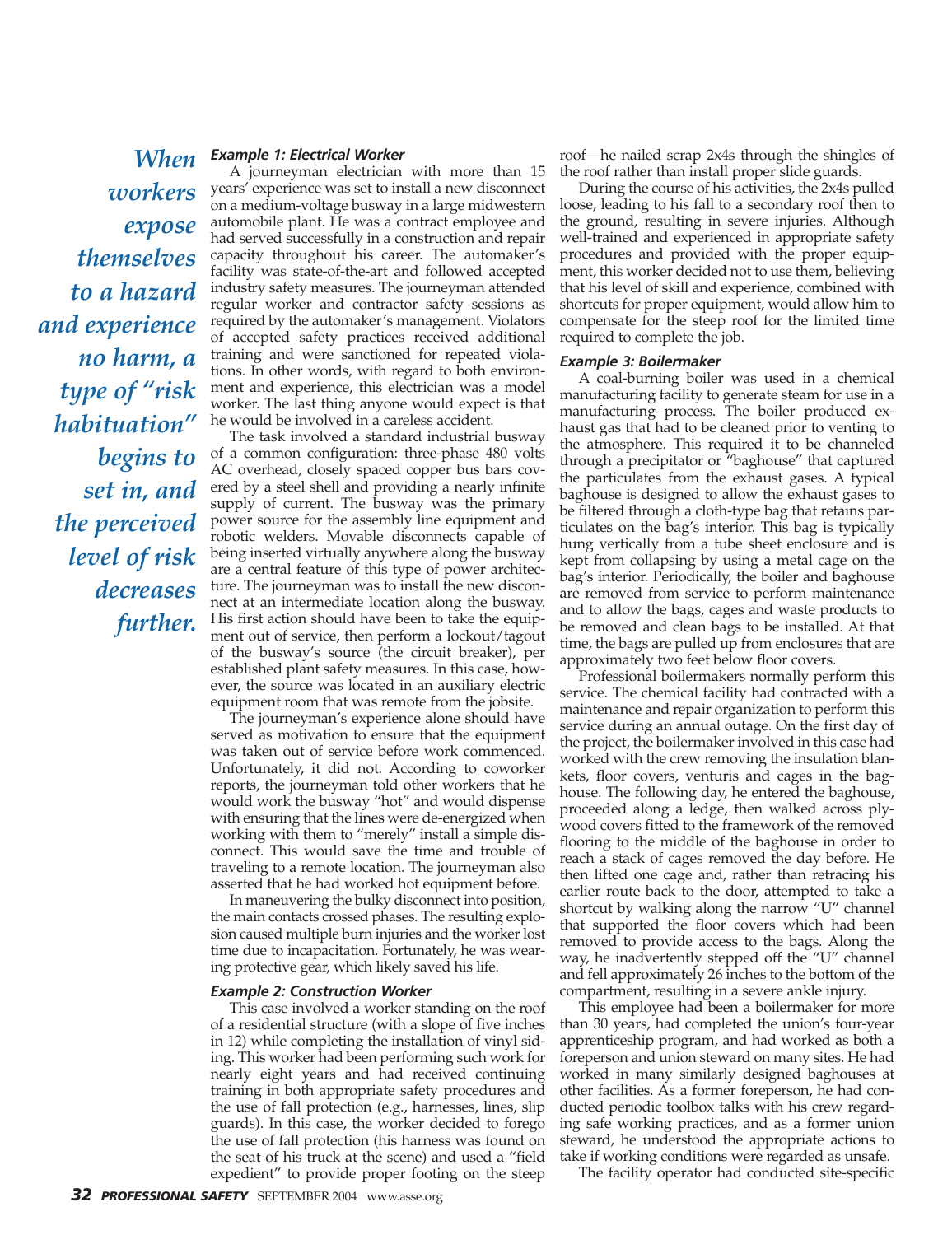*When workers expose themselves to a hazard and experience no harm, a type of "risk habituation" begins to set in, and the perceived level of risk decreases further.*

### Example 1: Electrical Worker

A journeyman electrician with more than 15 years' experience was set to install a new disconnect on a medium-voltage busway in a large midwestern automobile plant. He was a contract employee and had served successfully in a construction and repair capacity throughout his career. The automaker's facility was state-of-the-art and followed accepted industry safety measures. The journeyman attended regular worker and contractor safety sessions as required by the automaker's management. Violators of accepted safety practices received additional training and were sanctioned for repeated violations. In other words, with regard to both environment and experience, this electrician was a model worker. The last thing anyone would expect is that he would be involved in a careless accident.

The task involved a standard industrial busway of a common configuration: three-phase 480 volts AC overhead, closely spaced copper bus bars covered by a steel shell and providing a nearly infinite supply of current. The busway was the primary power source for the assembly line equipment and robotic welders. Movable disconnects capable of being inserted virtually anywhere along the busway are a central feature of this type of power architecture. The journeyman was to install the new disconnect at an intermediate location along the busway. His first action should have been to take the equipment out of service, then perform a lockout/tagout of the busway's source (the circuit breaker), per established plant safety measures. In this case, however, the source was located in an auxiliary electric equipment room that was remote from the jobsite.

The journeyman's experience alone should have served as motivation to ensure that the equipment was taken out of service before work commenced. Unfortunately, it did not. According to coworker reports, the journeyman told other workers that he would work the busway "hot" and would dispense with ensuring that the lines were de-energized when working with them to "merely" install a simple disconnect. This would save the time and trouble of traveling to a remote location. The journeyman also asserted that he had worked hot equipment before.

In maneuvering the bulky disconnect into position, the main contacts crossed phases. The resulting explosion caused multiple burn injuries and the worker lost time due to incapacitation. Fortunately, he was wearing protective gear, which likely saved his life.

### Example 2: Construction Worker

This case involved a worker standing on the roof of a residential structure (with a slope of five inches in 12) while completing the installation of vinyl siding. This worker had been performing such work for nearly eight years and had received continuing training in both appropriate safety procedures and the use of fall protection (e.g., harnesses, lines, slip guards). In this case, the worker decided to forego the use of fall protection (his harness was found on the seat of his truck at the scene) and used a "field expedient" to provide proper footing on the steep roof—he nailed scrap 2x4s through the shingles of the roof rather than install proper slide guards.

During the course of his activities, the 2x4s pulled loose, leading to his fall to a secondary roof then to the ground, resulting in severe injuries. Although well-trained and experienced in appropriate safety procedures and provided with the proper equipment, this worker decided not to use them, believing that his level of skill and experience, combined with shortcuts for proper equipment, would allow him to compensate for the steep roof for the limited time required to complete the job.

### Example 3: Boilermaker

A coal-burning boiler was used in a chemical manufacturing facility to generate steam for use in a manufacturing process. The boiler produced exhaust gas that had to be cleaned prior to venting to the atmosphere. This required it to be channeled through a precipitator or "baghouse" that captured the particulates from the exhaust gases. A typical baghouse is designed to allow the exhaust gases to be filtered through a cloth-type bag that retains particulates on the bag's interior. This bag is typically hung vertically from a tube sheet enclosure and is kept from collapsing by using a metal cage on the bag's interior. Periodically, the boiler and baghouse are removed from service to perform maintenance and to allow the bags, cages and waste products to be removed and clean bags to be installed. At that time, the bags are pulled up from enclosures that are approximately two feet below floor covers.

Professional boilermakers normally perform this service. The chemical facility had contracted with a maintenance and repair organization to perform this service during an annual outage. On the first day of the project, the boilermaker involved in this case had worked with the crew removing the insulation blankets, floor covers, venturis and cages in the baghouse. The following day, he entered the baghouse, proceeded along a ledge, then walked across plywood covers fitted to the framework of the removed flooring to the middle of the baghouse in order to reach a stack of cages removed the day before. He then lifted one cage and, rather than retracing his earlier route back to the door, attempted to take a shortcut by walking along the narrow "U" channel that supported the floor covers which had been removed to provide access to the bags. Along the way, he inadvertently stepped off the "U" channel and fell approximately 26 inches to the bottom of the compartment, resulting in a severe ankle injury.

This employee had been a boilermaker for more than 30 years, had completed the union's four-year apprenticeship program, and had worked as both a foreperson and union steward on many sites. He had worked in many similarly designed baghouses at other facilities. As a former foreperson, he had conducted periodic toolbox talks with his crew regarding safe working practices, and as a former union steward, he understood the appropriate actions to take if working conditions were regarded as unsafe.

The facility operator had conducted site-specific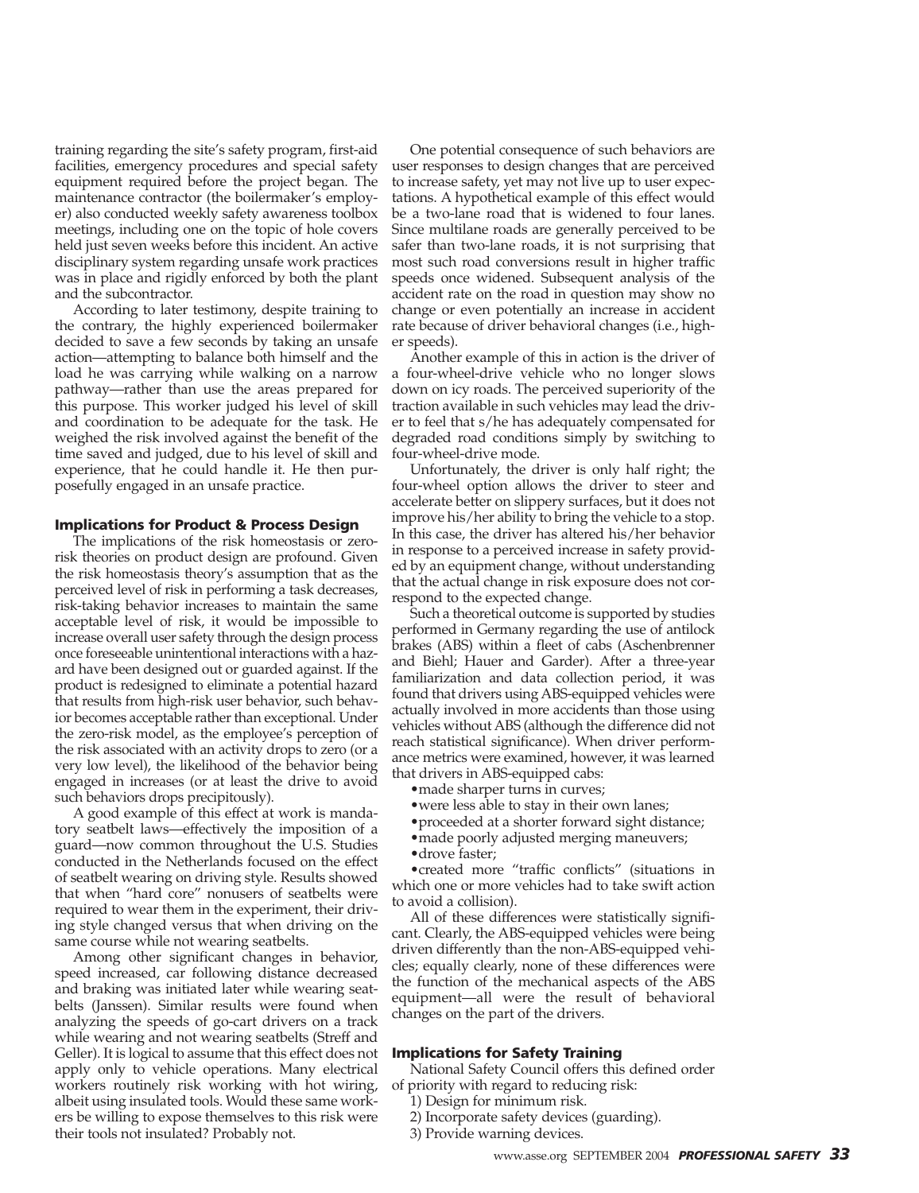training regarding the site's safety program, first-aid facilities, emergency procedures and special safety equipment required before the project began. The maintenance contractor (the boilermaker's employer) also conducted weekly safety awareness toolbox meetings, including one on the topic of hole covers held just seven weeks before this incident. An active disciplinary system regarding unsafe work practices was in place and rigidly enforced by both the plant and the subcontractor.

According to later testimony, despite training to the contrary, the highly experienced boilermaker decided to save a few seconds by taking an unsafe action—attempting to balance both himself and the load he was carrying while walking on a narrow pathway—rather than use the areas prepared for this purpose. This worker judged his level of skill and coordination to be adequate for the task. He weighed the risk involved against the benefit of the time saved and judged, due to his level of skill and experience, that he could handle it. He then purposefully engaged in an unsafe practice.

### Implications for Product & Process Design

The implications of the risk homeostasis or zero-risk theories on product design are profound. Given the risk homeostasis theory's assumption that as the perceived level of risk in performing a task decreases, risk-taking behavior increases to maintain the same acceptable level of risk, it would be impossible to increase overall user safety through the design process once foreseeable unintentional interactions with a hazard have been designed out or guarded against. If the product is redesigned to eliminate a potential hazard that results from high-risk user behavior, such behavior becomes acceptable rather than exceptional. Under the zero-risk model, as the employee's perception of the risk associated with an activity drops to zero (or a very low level), the likelihood of the behavior being engaged in increases (or at least the drive to avoid such behaviors drops precipitously).

A good example of this effect at work is mandatory seatbelt laws—effectively the imposition of a guard—now common throughout the U.S. Studies conducted in the Netherlands focused on the effect of seatbelt wearing on driving style. Results showed that when "hard core" nonusers of seatbelts were required to wear them in the experiment, their driving style changed versus that when driving on the same course while not wearing seatbelts.

Among other significant changes in behavior, speed increased, car following distance decreased and braking was initiated later while wearing seatbelts (Janssen). Similar results were found when analyzing the speeds of go-cart drivers on a track while wearing and not wearing seatbelts (Streff and Geller). It is logical to assume that this effect does not apply only to vehicle operations. Many electrical workers routinely risk working with hot wiring, albeit using insulated tools. Would these same workers be willing to expose themselves to this risk were their tools not insulated? Probably not.

One potential consequence of such behaviors are user responses to design changes that are perceived to increase safety, yet may not live up to user expectations. A hypothetical example of this effect would be a two-lane road that is widened to four lanes. Since multilane roads are generally perceived to be safer than two-lane roads, it is not surprising that most such road conversions result in higher traffic speeds once widened. Subsequent analysis of the accident rate on the road in question may show no change or even potentially an increase in accident rate because of driver behavioral changes (i.e., higher speeds).

Another example of this in action is the driver of a four-wheel-drive vehicle who no longer slows down on icy roads. The perceived superiority of the traction available in such vehicles may lead the driver to feel that s/he has adequately compensated for degraded road conditions simply by switching to four-wheel-drive mode.

Unfortunately, the driver is only half right; the four-wheel option allows the driver to steer and accelerate better on slippery surfaces, but it does not improve his/her ability to bring the vehicle to a stop. In this case, the driver has altered his/her behavior in response to a perceived increase in safety provided by an equipment change, without understanding that the actual change in risk exposure does not correspond to the expected change.

Such a theoretical outcome is supported by studies performed in Germany regarding the use of antilock brakes (ABS) within a fleet of cabs (Aschenbrenner and Biehl; Hauer and Garder). After a three-year familiarization and data collection period, it was found that drivers using ABS-equipped vehicles were actually involved in more accidents than those using vehicles without ABS (although the difference did not reach statistical significance). When driver performance metrics were examined, however, it was learned that drivers in ABS-equipped cabs:

- made sharper turns in curves;
- were less able to stay in their own lanes;
- proceeded at a shorter forward sight distance;
- made poorly adjusted merging maneuvers;
- drove faster;
- created more "traffic conflicts" (situations in which one or more vehicles had to take swift action to avoid a collision).

All of these differences were statistically significant. Clearly, the ABS-equipped vehicles were being driven differently than the non-ABS-equipped vehicles; equally clearly, none of these differences were the function of the mechanical aspects of the ABS equipment—all were the result of behavioral changes on the part of the drivers.

### Implications for Safety Training

National Safety Council offers this defined order of priority with regard to reducing risk:

1) Design for minimum risk.
2) Incorporate safety devices (guarding).
3) Provide warning devices.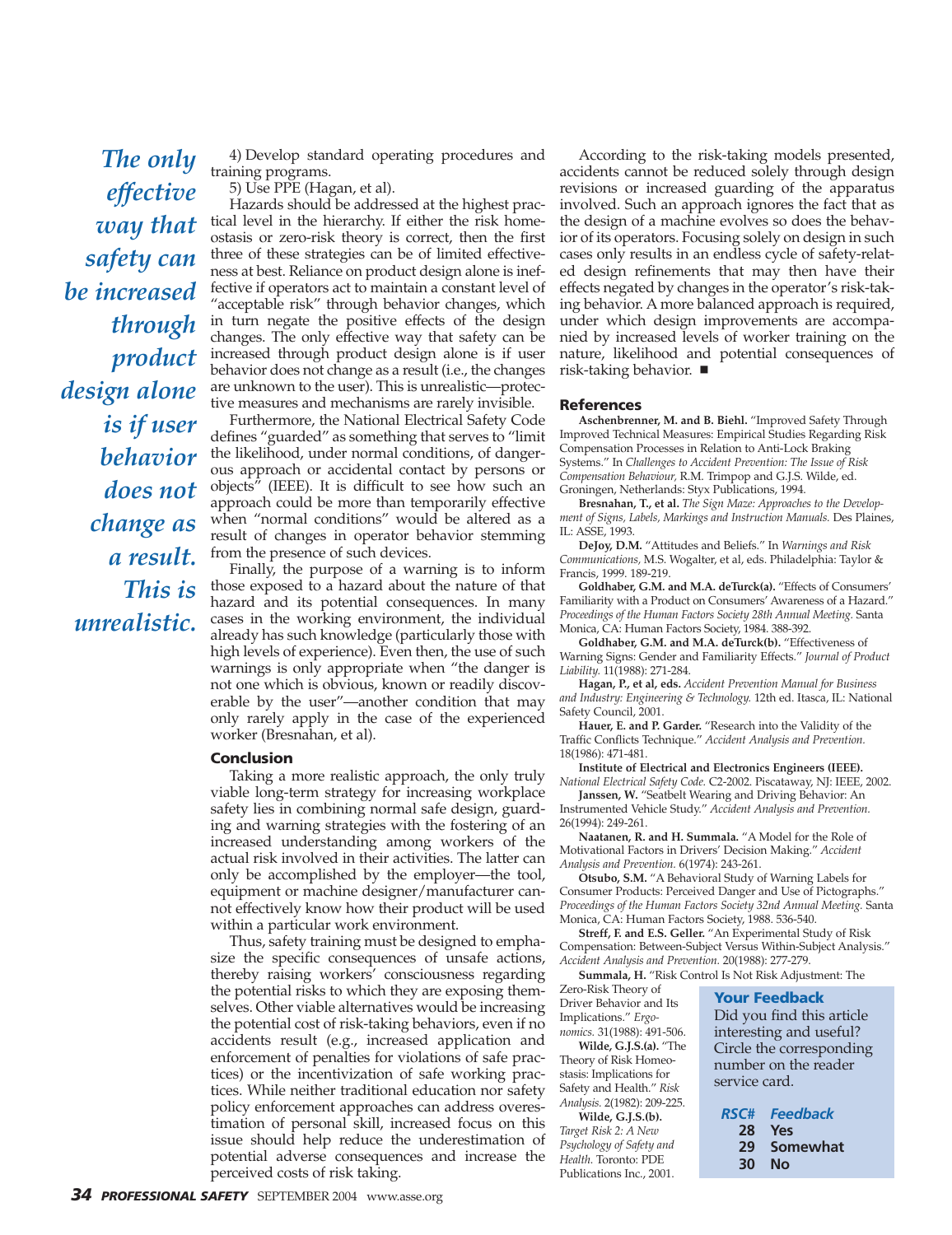*The only effective way that safety can be increased through product design alone is if user behavior does not change as a result. This is unrealistic.*

4) Develop standard operating procedures and training programs.

5) Use PPE (Hagan, et al).

Hazards should be addressed at the highest practical level in the hierarchy. If either the risk homeostasis or zero-risk theory is correct, then the first three of these strategies can be of limited effectiveness at best. Reliance on product design alone is ineffective if operators act to maintain a constant level of "acceptable risk" through behavior changes, which in turn negate the positive effects of the design changes. The only effective way that safety can be increased through product design alone is if user behavior does not change as a result (i.e., the changes are unknown to the user). This is unrealistic—protective measures and mechanisms are rarely invisible.

Furthermore, the National Electrical Safety Code defines "guarded" as something that serves to "limit the likelihood, under normal conditions, of dangerous approach or accidental contact by persons or objects" (IEEE). It is difficult to see how such an approach could be more than temporarily effective when "normal conditions" would be altered as a result of changes in operator behavior stemming from the presence of such devices.

Finally, the purpose of a warning is to inform those exposed to a hazard about the nature of that hazard and its potential consequences. In many cases in the working environment, the individual already has such knowledge (particularly those with high levels of experience). Even then, the use of such warnings is only appropriate when "the danger is not one which is obvious, known or readily discoverable by the user"—another condition that may only rarely apply in the case of the experienced worker (Bresnahan, et al).

## Conclusion

Taking a more realistic approach, the only truly viable long-term strategy for increasing workplace safety lies in combining normal safe design, guarding and warning strategies with the fostering of an increased understanding among workers of the actual risk involved in their activities. The latter can only be accomplished by the employer—the tool, equipment or machine designer/manufacturer cannot effectively know how their product will be used within a particular work environment.

Thus, safety training must be designed to emphasize the specific consequences of unsafe actions, thereby raising workers' consciousness regarding the potential risks to which they are exposing themselves. Other viable alternatives would be increasing the potential cost of risk-taking behaviors, even if no accidents result (e.g., increased application and enforcement of penalties for violations of safe practices) or the incentivization of safe working practices. While neither traditional education nor safety policy enforcement approaches can address overestimation of personal skill, increased focus on this issue should help reduce the underestimation of potential adverse consequences and increase the perceived costs of risk taking.

According to the risk-taking models presented, accidents cannot be reduced solely through design revisions or increased guarding of the apparatus involved. Such an approach ignores the fact that as the design of a machine evolves so does the behavior of its operators. Focusing solely on design in such cases only results in an endless cycle of safety-related design refinements that may then have their effects negated by changes in the operator's risk-taking behavior. A more balanced approach is required, under which design improvements are accompanied by increased levels of worker training on the nature, likelihood and potential consequences of risk-taking behavior. ■

## References

**Aschenbrenner, M. and B. Biehl.** "Improved Safety Through Improved Technical Measures: Empirical Studies Regarding Risk Compensation Processes in Relation to Anti-Lock Braking Systems." In *Challenges to Accident Prevention: The Issue of Risk Compensation Behaviour,* R.M. Trimpop and G.J.S. Wilde, ed. Groningen, Netherlands: Styx Publications, 1994.

**Bresnahan, T., et al.** *The Sign Maze: Approaches to the Development of Signs, Labels, Markings and Instruction Manuals.* Des Plaines, IL: ASSE, 1993.

**DeJoy, D.M.** "Attitudes and Beliefs." In *Warnings and Risk Communications,* M.S. Wogalter, et al, eds. Philadelphia: Taylor & Francis, 1999. 189-219.

**Goldhaber, G.M. and M.A. deTurck(a).** "Effects of Consumers' Familiarity with a Product on Consumers' Awareness of a Hazard." *Proceedings of the Human Factors Society 28th Annual Meeting.* Santa Monica, CA: Human Factors Society, 1984. 388-392.

**Goldhaber, G.M. and M.A. deTurck(b).** "Effectiveness of Warning Signs: Gender and Familiarity Effects." *Journal of Product Liability.* 11(1988): 271-284.

**Hagan, P., et al, eds.** *Accident Prevention Manual for Business and Industry: Engineering & Technology.* 12th ed. Itasca, IL: National Safety Council, 2001.

**Hauer, E. and P. Garder.** "Research into the Validity of the Traffic Conflicts Technique." *Accident Analysis and Prevention.* 18(1986): 471-481.

**Institute of Electrical and Electronics Engineers (IEEE).** *National Electrical Safety Code.* C2-2002. Piscataway, NJ: IEEE, 2002.

**Janssen, W.** "Seatbelt Wearing and Driving Behavior: An Instrumented Vehicle Study." *Accident Analysis and Prevention.* 26(1994): 249-261.

**Naatanen, R. and H. Summala.** "A Model for the Role of Motivational Factors in Drivers' Decision Making." *Accident Analysis and Prevention.* 6(1974): 243-261.

**Otsubo, S.M.** "A Behavioral Study of Warning Labels for Consumer Products: Perceived Danger and Use of Pictographs." *Proceedings of the Human Factors Society 32nd Annual Meeting.* Santa Monica, CA: Human Factors Society, 1988. 536-540.

**Streff, F. and E.S. Geller.** "An Experimental Study of Risk Compensation: Between-Subject Versus Within-Subject Analysis." *Accident Analysis and Prevention.* 20(1988): 277-279.

**Summala, H.** "Risk Control Is Not Risk Adjustment: The Zero-Risk Theory of Driver Behavior and Its Implications." *Ergonomics.* 31(1988): 491-506.

**Wilde, G.J.S.(a).** "The Theory of Risk Homeostasis: Implications for Safety and Health." *Risk Analysis.* 2(1982): 209-225.

**Wilde, G.J.S.(b).** *Target Risk 2: A New Psychology of Safety and Health.* Toronto: PDE Publications Inc., 2001.

**Your Feedback**

Did you find this article interesting and useful? Circle the corresponding number on the reader service card.

| RSC# | Feedback |
|---|---|
| 28 | Yes |
| 29 | Somewhat |
| 30 | No |